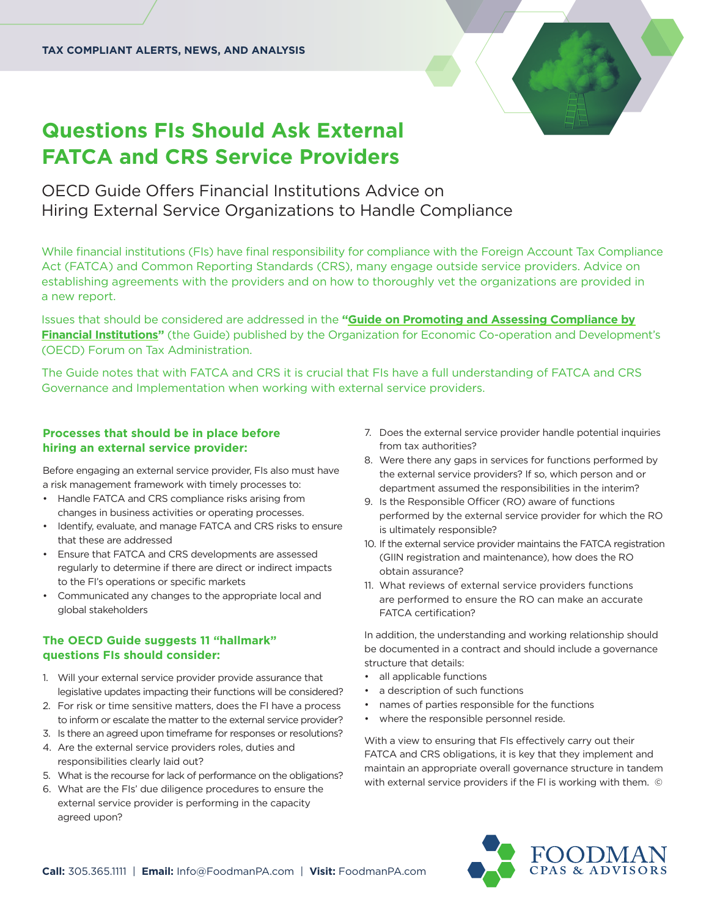TAX COMPLIANT ALERTS, NEWS, AND ANALYSIS

# Questions FIs Should Ask External FATCA and CRS Service Providers

## OECD Guide Offers Financial Institutions Advice on Hiring External Service Organizations to Handle Compliance

While financial institutions (FIs) have final responsibility for compliance with the Foreign Account Tax Compliance Act (FATCA) and Common Reporting Standards (CRS), many engage outside service providers. Advice on establishing agreements with the providers and on how to thoroughly vet the organizations are provided in a new report.

Issues that should be considered are addressed in the **"Guide on Promoting and Assessing Compliance by Financial Institutions"** (the Guide) published by the Organization for Economic Co-operation and Development's (OECD) Forum on Tax Administration.

The Guide notes that with FATCA and CRS it is crucial that FIs have a full understanding of FATCA and CRS Governance and Implementation when working with external service providers.

### Processes that should be in place before hiring an external service provider:

Before engaging an external service provider, FIs also must have a risk management framework with timely processes to:

- Handle FATCA and CRS compliance risks arising from changes in business activities or operating processes.
- Identify, evaluate, and manage FATCA and CRS risks to ensure that these are addressed
- Ensure that FATCA and CRS developments are assessed regularly to determine if there are direct or indirect impacts to the FI's operations or specific markets
- Communicated any changes to the appropriate local and global stakeholders

### The OECD Guide suggests 11 "hallmark" questions FIs should consider:

1. Will your external service provider provide assurance that legislative updates impacting their functions will be considered?
2. For risk or time sensitive matters, does the FI have a process to inform or escalate the matter to the external service provider?
3. Is there an agreed upon timeframe for responses or resolutions?
4. Are the external service providers roles, duties and responsibilities clearly laid out?
5. What is the recourse for lack of performance on the obligations?
6. What are the FIs' due diligence procedures to ensure the external service provider is performing in the capacity agreed upon?
7. Does the external service provider handle potential inquiries from tax authorities?
8. Were there any gaps in services for functions performed by the external service providers? If so, which person and or department assumed the responsibilities in the interim?
9. Is the Responsible Officer (RO) aware of functions performed by the external service provider for which the RO is ultimately responsible?
10. If the external service provider maintains the FATCA registration (GIIN registration and maintenance), how does the RO obtain assurance?
11. What reviews of external service providers functions are performed to ensure the RO can make an accurate FATCA certification?

In addition, the understanding and working relationship should be documented in a contract and should include a governance structure that details:

- all applicable functions
- a description of such functions
- names of parties responsible for the functions
- where the responsible personnel reside.

With a view to ensuring that FIs effectively carry out their FATCA and CRS obligations, it is key that they implement and maintain an appropriate overall governance structure in tandem with external service providers if the FI is working with them. ©

**Call:** 305.365.1111 | **Email:** Info@FoodmanPA.com | **Visit:** FoodmanPA.com

FOODMAN CPAS & ADVISORS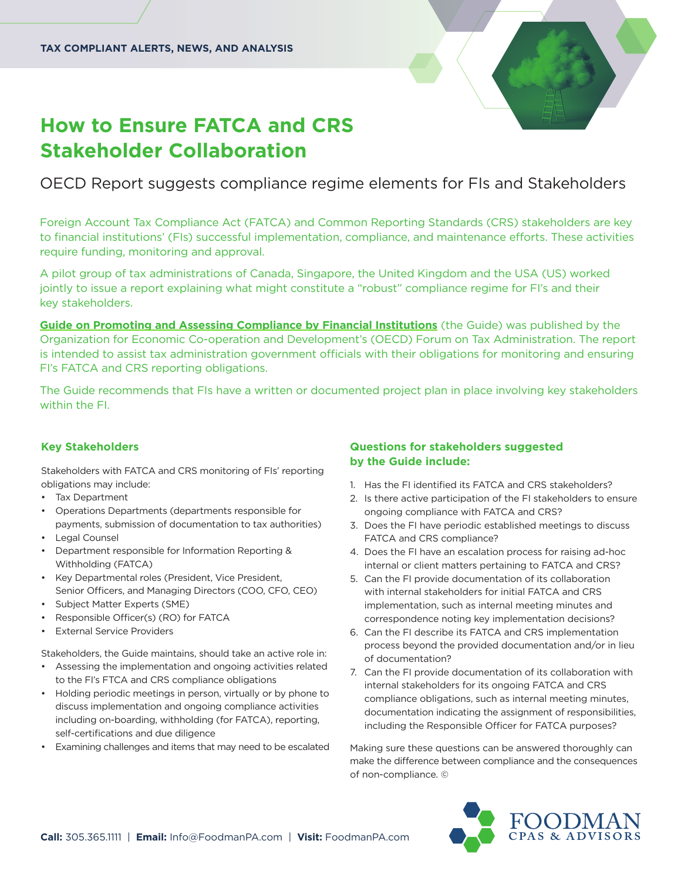TAX COMPLIANT ALERTS, NEWS, AND ANALYSIS

# How to Ensure FATCA and CRS Stakeholder Collaboration

## OECD Report suggests compliance regime elements for FIs and Stakeholders

Foreign Account Tax Compliance Act (FATCA) and Common Reporting Standards (CRS) stakeholders are key to financial institutions' (FIs) successful implementation, compliance, and maintenance efforts. These activities require funding, monitoring and approval.

A pilot group of tax administrations of Canada, Singapore, the United Kingdom and the USA (US) worked jointly to issue a report explaining what might constitute a "robust" compliance regime for FI's and their key stakeholders.

**Guide on Promoting and Assessing Compliance by Financial Institutions** (the Guide) was published by the Organization for Economic Co-operation and Development's (OECD) Forum on Tax Administration. The report is intended to assist tax administration government officials with their obligations for monitoring and ensuring FI's FATCA and CRS reporting obligations.

The Guide recommends that FIs have a written or documented project plan in place involving key stakeholders within the FI.

### Key Stakeholders

Stakeholders with FATCA and CRS monitoring of FIs' reporting obligations may include:

- Tax Department
- Operations Departments (departments responsible for payments, submission of documentation to tax authorities)
- Legal Counsel
- Department responsible for Information Reporting & Withholding (FATCA)
- Key Departmental roles (President, Vice President, Senior Officers, and Managing Directors (COO, CFO, CEO)
- Subject Matter Experts (SME)
- Responsible Officer(s) (RO) for FATCA
- External Service Providers

Stakeholders, the Guide maintains, should take an active role in:

- Assessing the implementation and ongoing activities related to the FI's FTCA and CRS compliance obligations
- Holding periodic meetings in person, virtually or by phone to discuss implementation and ongoing compliance activities including on-boarding, withholding (for FATCA), reporting, self-certifications and due diligence
- Examining challenges and items that may need to be escalated

### Questions for stakeholders suggested by the Guide include:

1. Has the FI identified its FATCA and CRS stakeholders?
2. Is there active participation of the FI stakeholders to ensure ongoing compliance with FATCA and CRS?
3. Does the FI have periodic established meetings to discuss FATCA and CRS compliance?
4. Does the FI have an escalation process for raising ad-hoc internal or client matters pertaining to FATCA and CRS?
5. Can the FI provide documentation of its collaboration with internal stakeholders for initial FATCA and CRS implementation, such as internal meeting minutes and correspondence noting key implementation decisions?
6. Can the FI describe its FATCA and CRS implementation process beyond the provided documentation and/or in lieu of documentation?
7. Can the FI provide documentation of its collaboration with internal stakeholders for its ongoing FATCA and CRS compliance obligations, such as internal meeting minutes, documentation indicating the assignment of responsibilities, including the Responsible Officer for FATCA purposes?

Making sure these questions can be answered thoroughly can make the difference between compliance and the consequences of non-compliance. ©

**Call:** 305.365.1111 | **Email:** Info@FoodmanPA.com | **Visit:** FoodmanPA.com

FOODMAN CPAS & ADVISORS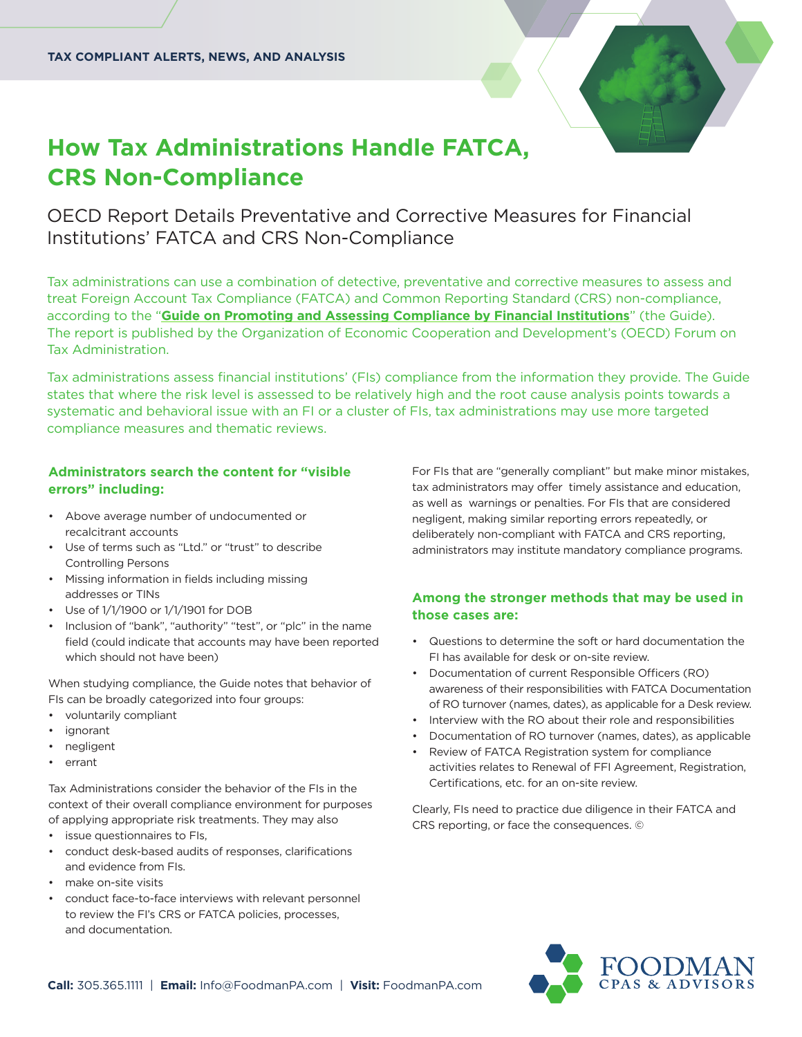# How Tax Administrations Handle FATCA, CRS Non-Compliance

## OECD Report Details Preventative and Corrective Measures for Financial Institutions' FATCA and CRS Non-Compliance

Tax administrations can use a combination of detective, preventative and corrective measures to assess and treat Foreign Account Tax Compliance (FATCA) and Common Reporting Standard (CRS) non-compliance, according to the "**Guide on Promoting and Assessing Compliance by Financial Institutions**" (the Guide). The report is published by the Organization of Economic Cooperation and Development's (OECD) Forum on Tax Administration.

Tax administrations assess financial institutions' (FIs) compliance from the information they provide. The Guide states that where the risk level is assessed to be relatively high and the root cause analysis points towards a systematic and behavioral issue with an FI or a cluster of FIs, tax administrations may use more targeted compliance measures and thematic reviews.

### Administrators search the content for "visible errors" including:

- Above average number of undocumented or recalcitrant accounts
- Use of terms such as "Ltd." or "trust" to describe Controlling Persons
- Missing information in fields including missing addresses or TINs
- Use of 1/1/1900 or 1/1/1901 for DOB
- Inclusion of "bank", "authority" "test", or "plc" in the name field (could indicate that accounts may have been reported which should not have been)

When studying compliance, the Guide notes that behavior of FIs can be broadly categorized into four groups:

- voluntarily compliant
- ignorant
- negligent
- errant

Tax Administrations consider the behavior of the FIs in the context of their overall compliance environment for purposes of applying appropriate risk treatments. They may also

- issue questionnaires to FIs,
- conduct desk-based audits of responses, clarifications and evidence from FIs.
- make on-site visits
- conduct face-to-face interviews with relevant personnel to review the FI's CRS or FATCA policies, processes, and documentation.

For FIs that are "generally compliant" but make minor mistakes, tax administrators may offer timely assistance and education, as well as warnings or penalties. For FIs that are considered negligent, making similar reporting errors repeatedly, or deliberately non-compliant with FATCA and CRS reporting, administrators may institute mandatory compliance programs.

### Among the stronger methods that may be used in those cases are:

- Questions to determine the soft or hard documentation the FI has available for desk or on-site review.
- Documentation of current Responsible Officers (RO) awareness of their responsibilities with FATCA Documentation of RO turnover (names, dates), as applicable for a Desk review.
- Interview with the RO about their role and responsibilities
- Documentation of RO turnover (names, dates), as applicable
- Review of FATCA Registration system for compliance activities relates to Renewal of FFI Agreement, Registration, Certifications, etc. for an on-site review.

Clearly, FIs need to practice due diligence in their FATCA and CRS reporting, or face the consequences. ©

**Call:** 305.365.1111 | **Email:** Info@FoodmanPA.com | **Visit:** FoodmanPA.com

FOODMAN CPAS & ADVISORS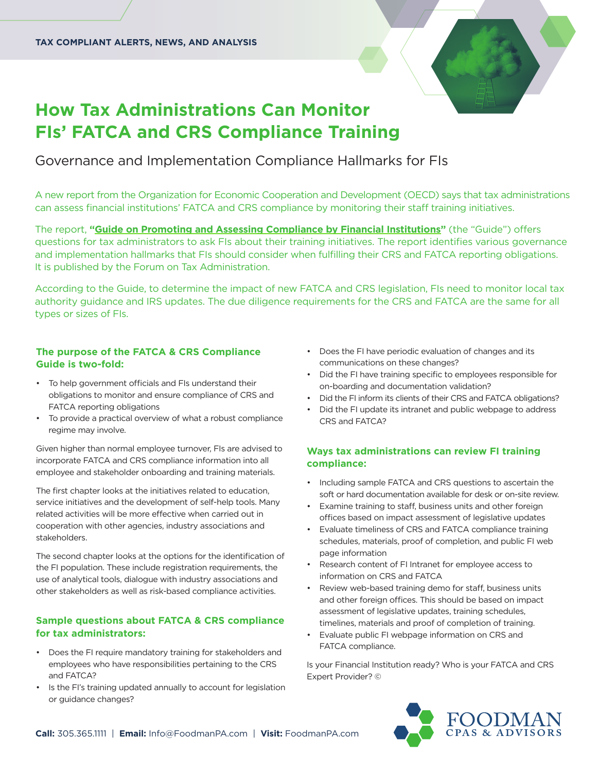TAX COMPLIANT ALERTS, NEWS, AND ANALYSIS

# How Tax Administrations Can Monitor FIs' FATCA and CRS Compliance Training

## Governance and Implementation Compliance Hallmarks for FIs

A new report from the Organization for Economic Cooperation and Development (OECD) says that tax administrations can assess financial institutions' FATCA and CRS compliance by monitoring their staff training initiatives.

The report, **"Guide on Promoting and Assessing Compliance by Financial Institutions"** (the "Guide") offers questions for tax administrators to ask FIs about their training initiatives. The report identifies various governance and implementation hallmarks that FIs should consider when fulfilling their CRS and FATCA reporting obligations. It is published by the Forum on Tax Administration.

According to the Guide, to determine the impact of new FATCA and CRS legislation, FIs need to monitor local tax authority guidance and IRS updates. The due diligence requirements for the CRS and FATCA are the same for all types or sizes of FIs.

### The purpose of the FATCA & CRS Compliance Guide is two-fold:

- To help government officials and FIs understand their obligations to monitor and ensure compliance of CRS and FATCA reporting obligations
- To provide a practical overview of what a robust compliance regime may involve.

Given higher than normal employee turnover, FIs are advised to incorporate FATCA and CRS compliance information into all employee and stakeholder onboarding and training materials.

The first chapter looks at the initiatives related to education, service initiatives and the development of self-help tools. Many related activities will be more effective when carried out in cooperation with other agencies, industry associations and stakeholders.

The second chapter looks at the options for the identification of the FI population. These include registration requirements, the use of analytical tools, dialogue with industry associations and other stakeholders as well as risk-based compliance activities.

### Sample questions about FATCA & CRS compliance for tax administrators:

- Does the FI require mandatory training for stakeholders and employees who have responsibilities pertaining to the CRS and FATCA?
- Is the FI's training updated annually to account for legislation or guidance changes?
- Does the FI have periodic evaluation of changes and its communications on these changes?
- Did the FI have training specific to employees responsible for on-boarding and documentation validation?
- Did the FI inform its clients of their CRS and FATCA obligations?
- Did the FI update its intranet and public webpage to address CRS and FATCA?

### Ways tax administrations can review FI training compliance:

- Including sample FATCA and CRS questions to ascertain the soft or hard documentation available for desk or on-site review.
- Examine training to staff, business units and other foreign offices based on impact assessment of legislative updates
- Evaluate timeliness of CRS and FATCA compliance training schedules, materials, proof of completion, and public FI web page information
- Research content of FI Intranet for employee access to information on CRS and FATCA
- Review web-based training demo for staff, business units and other foreign offices. This should be based on impact assessment of legislative updates, training schedules, timelines, materials and proof of completion of training.
- Evaluate public FI webpage information on CRS and FATCA compliance.

Is your Financial Institution ready? Who is your FATCA and CRS Expert Provider? ©

**Call:** 305.365.1111 | **Email:** Info@FoodmanPA.com | **Visit:** FoodmanPA.com

FOODMAN CPAS & ADVISORS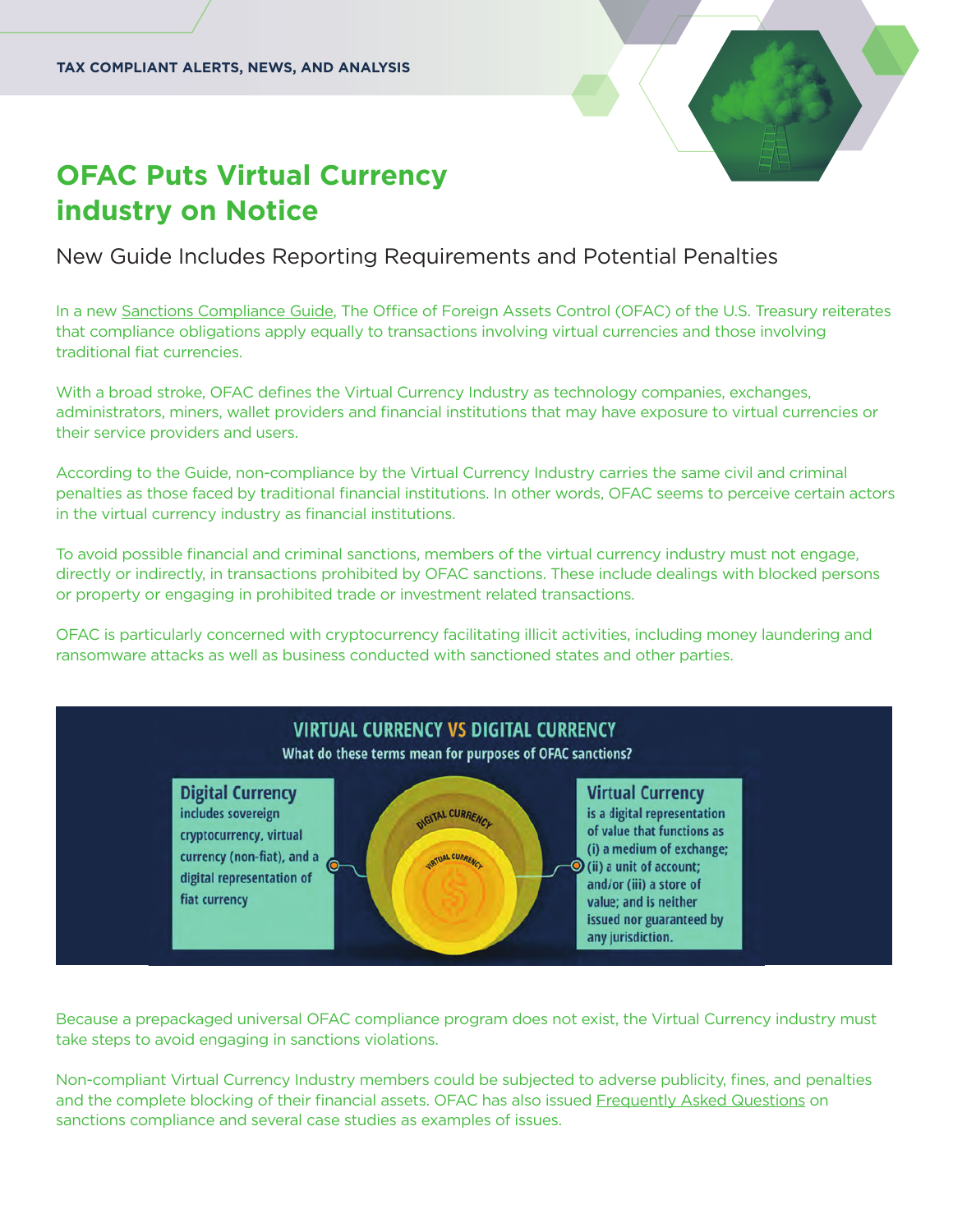# OFAC Puts Virtual Currency industry on Notice

## New Guide Includes Reporting Requirements and Potential Penalties

In a new Sanctions Compliance Guide, The Office of Foreign Assets Control (OFAC) of the U.S. Treasury reiterates that compliance obligations apply equally to transactions involving virtual currencies and those involving traditional fiat currencies.

With a broad stroke, OFAC defines the Virtual Currency Industry as technology companies, exchanges, administrators, miners, wallet providers and financial institutions that may have exposure to virtual currencies or their service providers and users.

According to the Guide, non-compliance by the Virtual Currency Industry carries the same civil and criminal penalties as those faced by traditional financial institutions. In other words, OFAC seems to perceive certain actors in the virtual currency industry as financial institutions.

To avoid possible financial and criminal sanctions, members of the virtual currency industry must not engage, directly or indirectly, in transactions prohibited by OFAC sanctions. These include dealings with blocked persons or property or engaging in prohibited trade or investment related transactions.

OFAC is particularly concerned with cryptocurrency facilitating illicit activities, including money laundering and ransomware attacks as well as business conducted with sanctioned states and other parties.

**VIRTUAL CURRENCY VS DIGITAL CURRENCY**

What do these terms mean for purposes of OFAC sanctions?

**Digital Currency** includes sovereign cryptocurrency, virtual currency (non-fiat), and a digital representation of fiat currency

**Virtual Currency** is a digital representation of value that functions as (i) a medium of exchange; (ii) a unit of account; and/or (iii) a store of value; and is neither issued nor guaranteed by any jurisdiction.

Because a prepackaged universal OFAC compliance program does not exist, the Virtual Currency industry must take steps to avoid engaging in sanctions violations.

Non-compliant Virtual Currency Industry members could be subjected to adverse publicity, fines, and penalties and the complete blocking of their financial assets. OFAC has also issued Frequently Asked Questions on sanctions compliance and several case studies as examples of issues.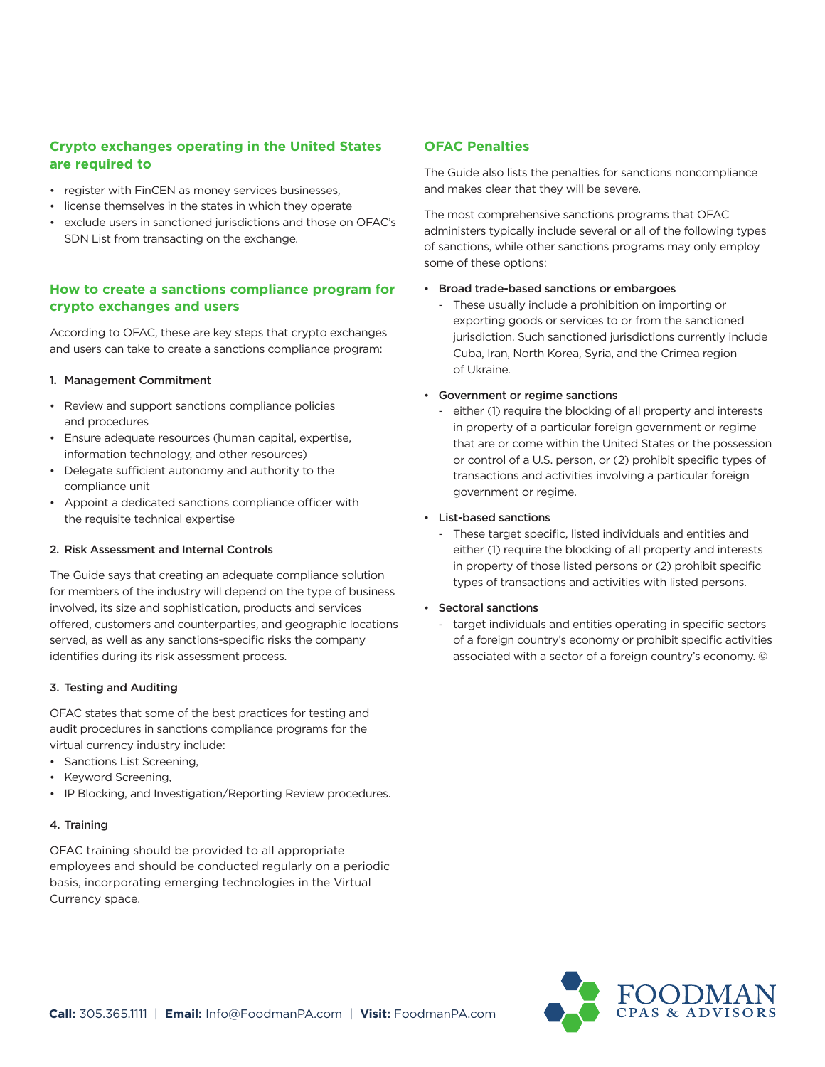## Crypto exchanges operating in the United States are required to

- register with FinCEN as money services businesses,
- license themselves in the states in which they operate
- exclude users in sanctioned jurisdictions and those on OFAC's SDN List from transacting on the exchange.

## How to create a sanctions compliance program for crypto exchanges and users

According to OFAC, these are key steps that crypto exchanges and users can take to create a sanctions compliance program:

### 1. Management Commitment

- Review and support sanctions compliance policies and procedures
- Ensure adequate resources (human capital, expertise, information technology, and other resources)
- Delegate sufficient autonomy and authority to the compliance unit
- Appoint a dedicated sanctions compliance officer with the requisite technical expertise

### 2. Risk Assessment and Internal Controls

The Guide says that creating an adequate compliance solution for members of the industry will depend on the type of business involved, its size and sophistication, products and services offered, customers and counterparties, and geographic locations served, as well as any sanctions-specific risks the company identifies during its risk assessment process.

### 3. Testing and Auditing

OFAC states that some of the best practices for testing and audit procedures in sanctions compliance programs for the virtual currency industry include:

- Sanctions List Screening,
- Keyword Screening,
- IP Blocking, and Investigation/Reporting Review procedures.

### 4. Training

OFAC training should be provided to all appropriate employees and should be conducted regularly on a periodic basis, incorporating emerging technologies in the Virtual Currency space.

## OFAC Penalties

The Guide also lists the penalties for sanctions noncompliance and makes clear that they will be severe.

The most comprehensive sanctions programs that OFAC administers typically include several or all of the following types of sanctions, while other sanctions programs may only employ some of these options:

- **Broad trade-based sanctions or embargoes**
  - These usually include a prohibition on importing or exporting goods or services to or from the sanctioned jurisdiction. Such sanctioned jurisdictions currently include Cuba, Iran, North Korea, Syria, and the Crimea region of Ukraine.
- **Government or regime sanctions**
  - either (1) require the blocking of all property and interests in property of a particular foreign government or regime that are or come within the United States or the possession or control of a U.S. person, or (2) prohibit specific types of transactions and activities involving a particular foreign government or regime.
- **List-based sanctions**
  - These target specific, listed individuals and entities and either (1) require the blocking of all property and interests in property of those listed persons or (2) prohibit specific types of transactions and activities with listed persons.
- **Sectoral sanctions**
  - target individuals and entities operating in specific sectors of a foreign country's economy or prohibit specific activities associated with a sector of a foreign country's economy. ©

**Call:** 305.365.1111 | **Email:** Info@FoodmanPA.com | **Visit:** FoodmanPA.com

FOODMAN CPAS & ADVISORS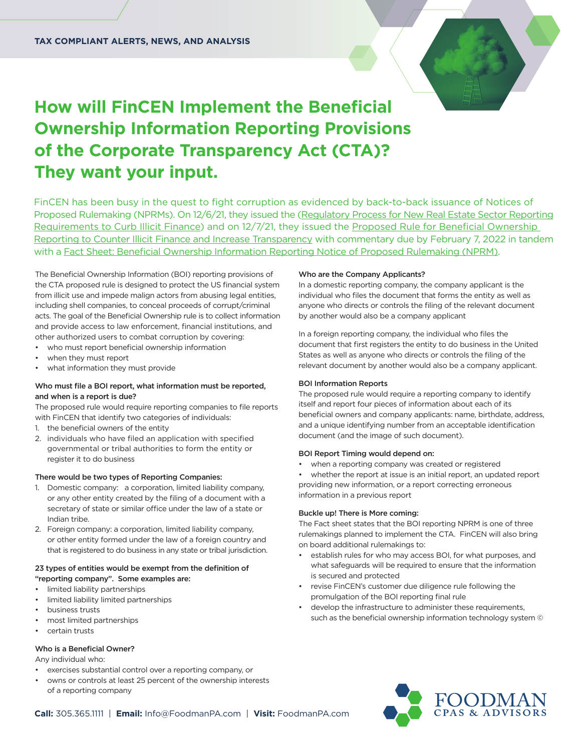TAX COMPLIANT ALERTS, NEWS, AND ANALYSIS

# How will FinCEN Implement the Beneficial Ownership Information Reporting Provisions of the Corporate Transparency Act (CTA)? They want your input.

FinCEN has been busy in the quest to fight corruption as evidenced by back-to-back issuance of Notices of Proposed Rulemaking (NPRMs). On 12/6/21, they issued the (Regulatory Process for New Real Estate Sector Reporting Requirements to Curb Illicit Finance) and on 12/7/21, they issued the Proposed Rule for Beneficial Ownership Reporting to Counter Illicit Finance and Increase Transparency with commentary due by February 7, 2022 in tandem with a Fact Sheet: Beneficial Ownership Information Reporting Notice of Proposed Rulemaking (NPRM).

The Beneficial Ownership Information (BOI) reporting provisions of the CTA proposed rule is designed to protect the US financial system from illicit use and impede malign actors from abusing legal entities, including shell companies, to conceal proceeds of corrupt/criminal acts. The goal of the Beneficial Ownership rule is to collect information and provide access to law enforcement, financial institutions, and other authorized users to combat corruption by covering:

- who must report beneficial ownership information
- when they must report
- what information they must provide

**Who must file a BOI report, what information must be reported, and when is a report is due?**

The proposed rule would require reporting companies to file reports with FinCEN that identify two categories of individuals:

1. the beneficial owners of the entity
2. individuals who have filed an application with specified governmental or tribal authorities to form the entity or register it to do business

**There would be two types of Reporting Companies:**

1. Domestic company: a corporation, limited liability company, or any other entity created by the filing of a document with a secretary of state or similar office under the law of a state or Indian tribe.
2. Foreign company: a corporation, limited liability company, or other entity formed under the law of a foreign country and that is registered to do business in any state or tribal jurisdiction.

**23 types of entities would be exempt from the definition of "reporting company". Some examples are:**

- limited liability partnerships
- limited liability limited partnerships
- business trusts
- most limited partnerships
- certain trusts

**Who is a Beneficial Owner?**

Any individual who:

- exercises substantial control over a reporting company, or
- owns or controls at least 25 percent of the ownership interests of a reporting company

**Who are the Company Applicants?**

In a domestic reporting company, the company applicant is the individual who files the document that forms the entity as well as anyone who directs or controls the filing of the relevant document by another would also be a company applicant

In a foreign reporting company, the individual who files the document that first registers the entity to do business in the United States as well as anyone who directs or controls the filing of the relevant document by another would also be a company applicant.

**BOI Information Reports**

The proposed rule would require a reporting company to identify itself and report four pieces of information about each of its beneficial owners and company applicants: name, birthdate, address, and a unique identifying number from an acceptable identification document (and the image of such document).

**BOI Report Timing would depend on:**

- when a reporting company was created or registered
- whether the report at issue is an initial report, an updated report providing new information, or a report correcting erroneous information in a previous report

**Buckle up! There is More coming:**

The Fact sheet states that the BOI reporting NPRM is one of three rulemakings planned to implement the CTA. FinCEN will also bring on board additional rulemakings to:

- establish rules for who may access BOI, for what purposes, and what safeguards will be required to ensure that the information is secured and protected
- revise FinCEN's customer due diligence rule following the promulgation of the BOI reporting final rule
- develop the infrastructure to administer these requirements, such as the beneficial ownership information technology system ©

**Call:** 305.365.1111 | **Email:** Info@FoodmanPA.com | **Visit:** FoodmanPA.com

FOODMAN CPAS & ADVISORS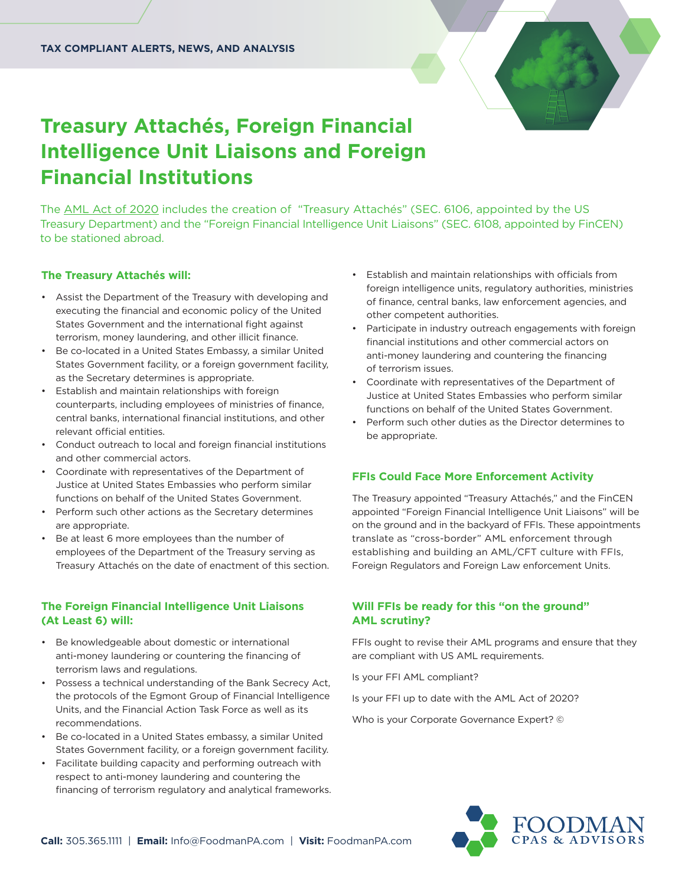# Treasury Attachés, Foreign Financial Intelligence Unit Liaisons and Foreign Financial Institutions

The AML Act of 2020 includes the creation of "Treasury Attachés" (SEC. 6106, appointed by the US Treasury Department) and the "Foreign Financial Intelligence Unit Liaisons" (SEC. 6108, appointed by FinCEN) to be stationed abroad.

### The Treasury Attachés will:

- Assist the Department of the Treasury with developing and executing the financial and economic policy of the United States Government and the international fight against terrorism, money laundering, and other illicit finance.
- Be co-located in a United States Embassy, a similar United States Government facility, or a foreign government facility, as the Secretary determines is appropriate.
- Establish and maintain relationships with foreign counterparts, including employees of ministries of finance, central banks, international financial institutions, and other relevant official entities.
- Conduct outreach to local and foreign financial institutions and other commercial actors.
- Coordinate with representatives of the Department of Justice at United States Embassies who perform similar functions on behalf of the United States Government.
- Perform such other actions as the Secretary determines are appropriate.
- Be at least 6 more employees than the number of employees of the Department of the Treasury serving as Treasury Attachés on the date of enactment of this section.

### The Foreign Financial Intelligence Unit Liaisons (At Least 6) will:

- Be knowledgeable about domestic or international anti-money laundering or countering the financing of terrorism laws and regulations.
- Possess a technical understanding of the Bank Secrecy Act, the protocols of the Egmont Group of Financial Intelligence Units, and the Financial Action Task Force as well as its recommendations.
- Be co-located in a United States embassy, a similar United States Government facility, or a foreign government facility.
- Facilitate building capacity and performing outreach with respect to anti-money laundering and countering the financing of terrorism regulatory and analytical frameworks.
- Establish and maintain relationships with officials from foreign intelligence units, regulatory authorities, ministries of finance, central banks, law enforcement agencies, and other competent authorities.
- Participate in industry outreach engagements with foreign financial institutions and other commercial actors on anti-money laundering and countering the financing of terrorism issues.
- Coordinate with representatives of the Department of Justice at United States Embassies who perform similar functions on behalf of the United States Government.
- Perform such other duties as the Director determines to be appropriate.

### FFIs Could Face More Enforcement Activity

The Treasury appointed "Treasury Attachés," and the FinCEN appointed "Foreign Financial Intelligence Unit Liaisons" will be on the ground and in the backyard of FFIs. These appointments translate as "cross-border" AML enforcement through establishing and building an AML/CFT culture with FFIs, Foreign Regulators and Foreign Law enforcement Units.

### Will FFIs be ready for this "on the ground" AML scrutiny?

FFIs ought to revise their AML programs and ensure that they are compliant with US AML requirements.

Is your FFI AML compliant?

Is your FFI up to date with the AML Act of 2020?

Who is your Corporate Governance Expert? ©

**Call:** 305.365.1111 | **Email:** Info@FoodmanPA.com | **Visit:** FoodmanPA.com

FOODMAN CPAS & ADVISORS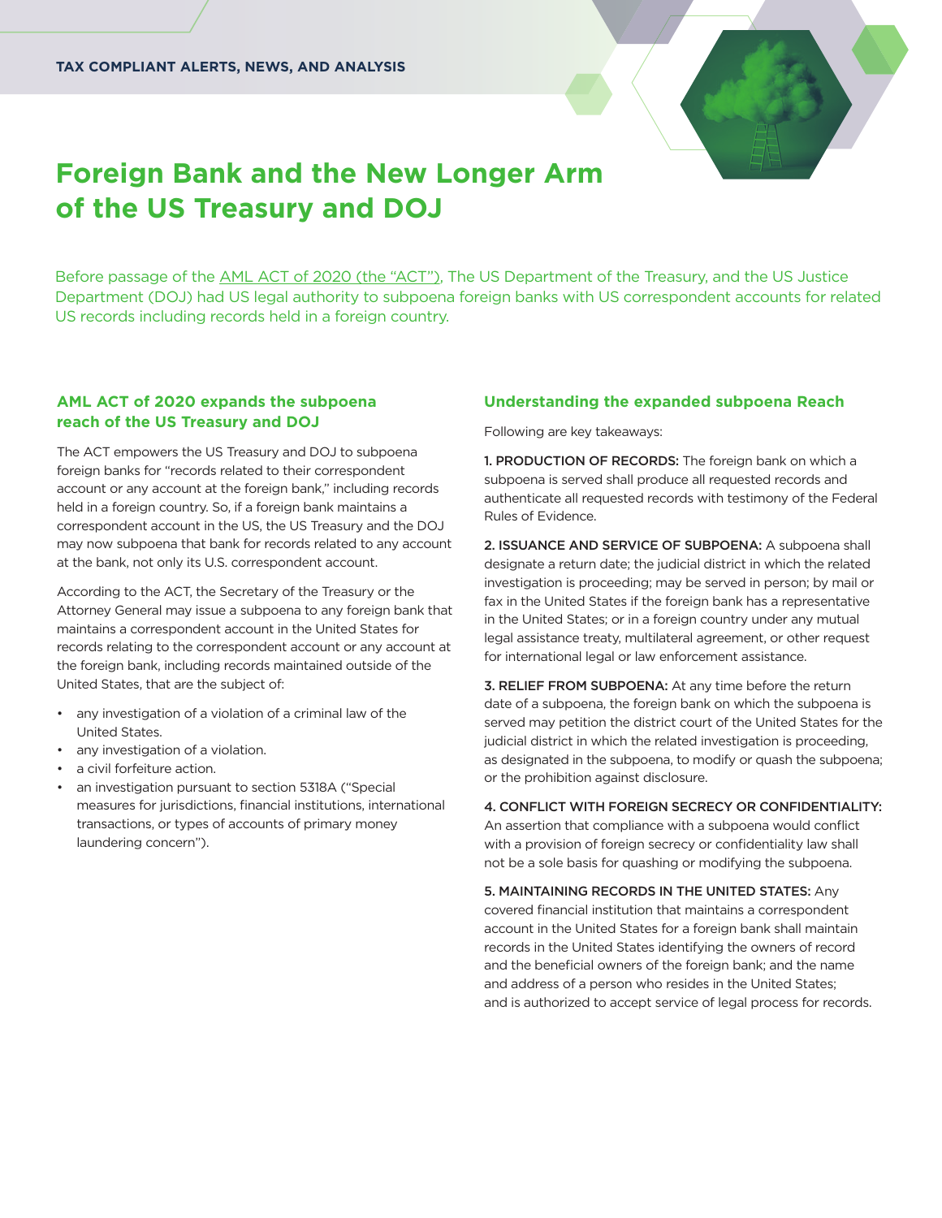TAX COMPLIANT ALERTS, NEWS, AND ANALYSIS

# Foreign Bank and the New Longer Arm of the US Treasury and DOJ

Before passage of the AML ACT of 2020 (the "ACT"), The US Department of the Treasury, and the US Justice Department (DOJ) had US legal authority to subpoena foreign banks with US correspondent accounts for related US records including records held in a foreign country.

## AML ACT of 2020 expands the subpoena reach of the US Treasury and DOJ

The ACT empowers the US Treasury and DOJ to subpoena foreign banks for "records related to their correspondent account or any account at the foreign bank," including records held in a foreign country. So, if a foreign bank maintains a correspondent account in the US, the US Treasury and the DOJ may now subpoena that bank for records related to any account at the bank, not only its U.S. correspondent account.

According to the ACT, the Secretary of the Treasury or the Attorney General may issue a subpoena to any foreign bank that maintains a correspondent account in the United States for records relating to the correspondent account or any account at the foreign bank, including records maintained outside of the United States, that are the subject of:

- any investigation of a violation of a criminal law of the United States.
- any investigation of a violation.
- a civil forfeiture action.
- an investigation pursuant to section 5318A ("Special measures for jurisdictions, financial institutions, international transactions, or types of accounts of primary money laundering concern").

## Understanding the expanded subpoena Reach

Following are key takeaways:

1. PRODUCTION OF RECORDS: The foreign bank on which a subpoena is served shall produce all requested records and authenticate all requested records with testimony of the Federal Rules of Evidence.

2. ISSUANCE AND SERVICE OF SUBPOENA: A subpoena shall designate a return date; the judicial district in which the related investigation is proceeding; may be served in person; by mail or fax in the United States if the foreign bank has a representative in the United States; or in a foreign country under any mutual legal assistance treaty, multilateral agreement, or other request for international legal or law enforcement assistance.

3. RELIEF FROM SUBPOENA: At any time before the return date of a subpoena, the foreign bank on which the subpoena is served may petition the district court of the United States for the judicial district in which the related investigation is proceeding, as designated in the subpoena, to modify or quash the subpoena; or the prohibition against disclosure.

4. CONFLICT WITH FOREIGN SECRECY OR CONFIDENTIALITY: An assertion that compliance with a subpoena would conflict with a provision of foreign secrecy or confidentiality law shall not be a sole basis for quashing or modifying the subpoena.

5. MAINTAINING RECORDS IN THE UNITED STATES: Any covered financial institution that maintains a correspondent account in the United States for a foreign bank shall maintain records in the United States identifying the owners of record and the beneficial owners of the foreign bank; and the name and address of a person who resides in the United States; and is authorized to accept service of legal process for records.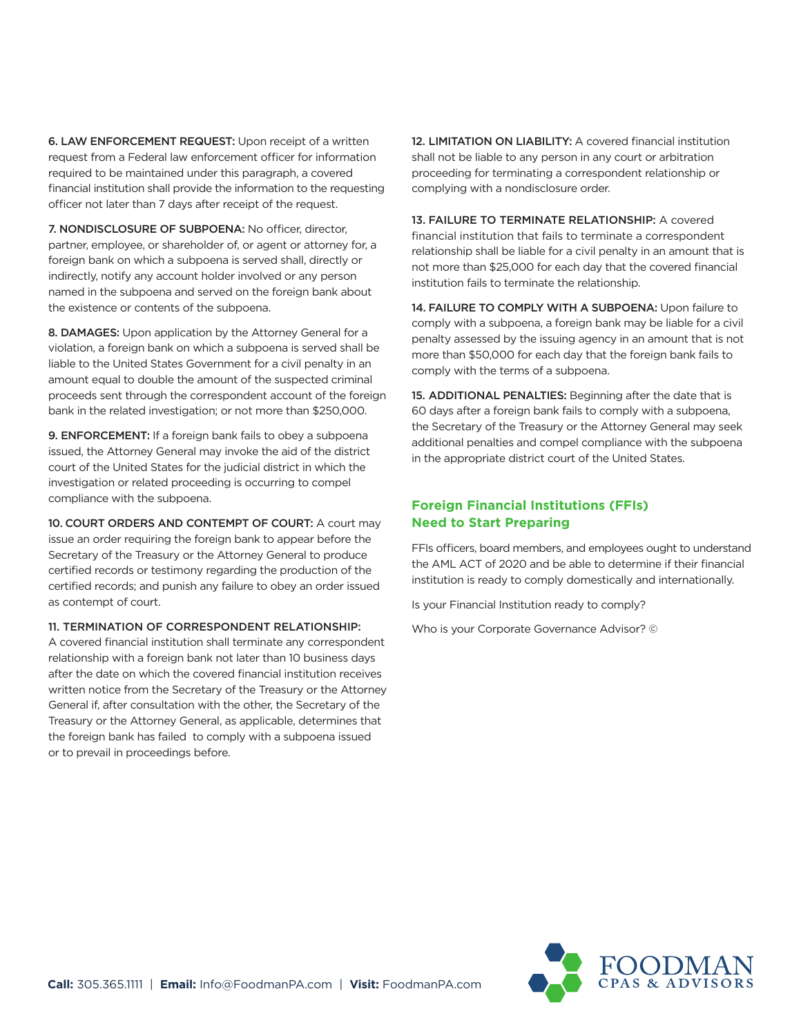**6. LAW ENFORCEMENT REQUEST:** Upon receipt of a written request from a Federal law enforcement officer for information required to be maintained under this paragraph, a covered financial institution shall provide the information to the requesting officer not later than 7 days after receipt of the request.

**7. NONDISCLOSURE OF SUBPOENA:** No officer, director, partner, employee, or shareholder of, or agent or attorney for, a foreign bank on which a subpoena is served shall, directly or indirectly, notify any account holder involved or any person named in the subpoena and served on the foreign bank about the existence or contents of the subpoena.

**8. DAMAGES:** Upon application by the Attorney General for a violation, a foreign bank on which a subpoena is served shall be liable to the United States Government for a civil penalty in an amount equal to double the amount of the suspected criminal proceeds sent through the correspondent account of the foreign bank in the related investigation; or not more than $250,000.

**9. ENFORCEMENT:** If a foreign bank fails to obey a subpoena issued, the Attorney General may invoke the aid of the district court of the United States for the judicial district in which the investigation or related proceeding is occurring to compel compliance with the subpoena.

**10. COURT ORDERS AND CONTEMPT OF COURT:** A court may issue an order requiring the foreign bank to appear before the Secretary of the Treasury or the Attorney General to produce certified records or testimony regarding the production of the certified records; and punish any failure to obey an order issued as contempt of court.

**11. TERMINATION OF CORRESPONDENT RELATIONSHIP:** A covered financial institution shall terminate any correspondent relationship with a foreign bank not later than 10 business days after the date on which the covered financial institution receives written notice from the Secretary of the Treasury or the Attorney General if, after consultation with the other, the Secretary of the Treasury or the Attorney General, as applicable, determines that the foreign bank has failed to comply with a subpoena issued or to prevail in proceedings before.

**12. LIMITATION ON LIABILITY:** A covered financial institution shall not be liable to any person in any court or arbitration proceeding for terminating a correspondent relationship or complying with a nondisclosure order.

**13. FAILURE TO TERMINATE RELATIONSHIP:** A covered financial institution that fails to terminate a correspondent relationship shall be liable for a civil penalty in an amount that is not more than $25,000 for each day that the covered financial institution fails to terminate the relationship.

**14. FAILURE TO COMPLY WITH A SUBPOENA:** Upon failure to comply with a subpoena, a foreign bank may be liable for a civil penalty assessed by the issuing agency in an amount that is not more than $50,000 for each day that the foreign bank fails to comply with the terms of a subpoena.

**15. ADDITIONAL PENALTIES:** Beginning after the date that is 60 days after a foreign bank fails to comply with a subpoena, the Secretary of the Treasury or the Attorney General may seek additional penalties and compel compliance with the subpoena in the appropriate district court of the United States.

## Foreign Financial Institutions (FFIs) Need to Start Preparing

FFIs officers, board members, and employees ought to understand the AML ACT of 2020 and be able to determine if their financial institution is ready to comply domestically and internationally.

Is your Financial Institution ready to comply?

Who is your Corporate Governance Advisor? ©

**Call:** 305.365.1111 | **Email:** Info@FoodmanPA.com | **Visit:** FoodmanPA.com

FOODMAN CPAS & ADVISORS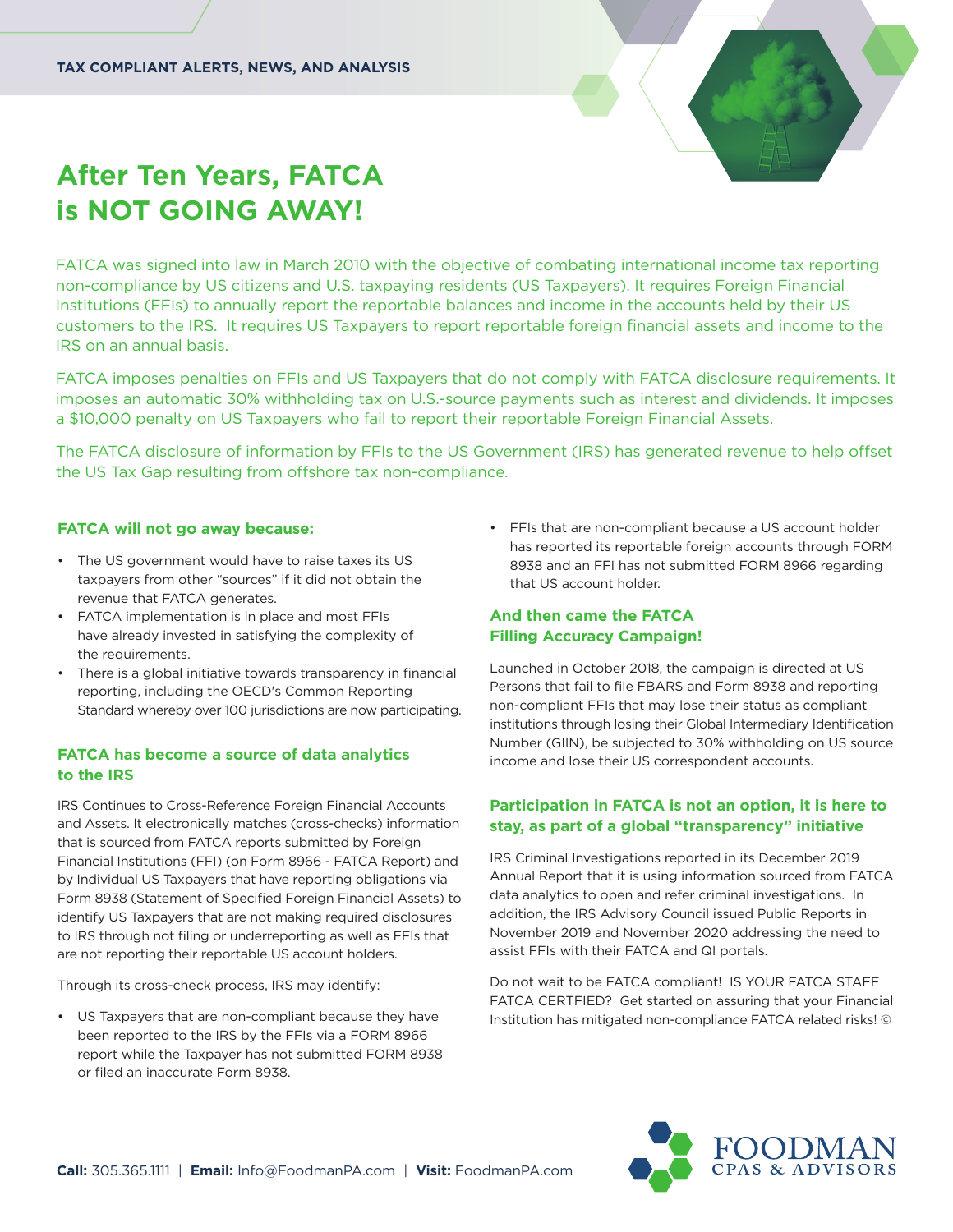TAX COMPLIANT ALERTS, NEWS, AND ANALYSIS

# After Ten Years, FATCA is NOT GOING AWAY!

FATCA was signed into law in March 2010 with the objective of combating international income tax reporting non-compliance by US citizens and U.S. taxpaying residents (US Taxpayers). It requires Foreign Financial Institutions (FFIs) to annually report the reportable balances and income in the accounts held by their US customers to the IRS. It requires US Taxpayers to report reportable foreign financial assets and income to the IRS on an annual basis.

FATCA imposes penalties on FFIs and US Taxpayers that do not comply with FATCA disclosure requirements. It imposes an automatic 30% withholding tax on U.S.-source payments such as interest and dividends. It imposes a $10,000 penalty on US Taxpayers who fail to report their reportable Foreign Financial Assets.

The FATCA disclosure of information by FFIs to the US Government (IRS) has generated revenue to help offset the US Tax Gap resulting from offshore tax non-compliance.

### FATCA will not go away because:

- The US government would have to raise taxes its US taxpayers from other "sources" if it did not obtain the revenue that FATCA generates.
- FATCA implementation is in place and most FFIs have already invested in satisfying the complexity of the requirements.
- There is a global initiative towards transparency in financial reporting, including the OECD's Common Reporting Standard whereby over 100 jurisdictions are now participating.

### FATCA has become a source of data analytics to the IRS

IRS Continues to Cross-Reference Foreign Financial Accounts and Assets. It electronically matches (cross-checks) information that is sourced from FATCA reports submitted by Foreign Financial Institutions (FFI) (on Form 8966 - FATCA Report) and by Individual US Taxpayers that have reporting obligations via Form 8938 (Statement of Specified Foreign Financial Assets) to identify US Taxpayers that are not making required disclosures to IRS through not filing or underreporting as well as FFIs that are not reporting their reportable US account holders.

Through its cross-check process, IRS may identify:

- US Taxpayers that are non-compliant because they have been reported to the IRS by the FFIs via a FORM 8966 report while the Taxpayer has not submitted FORM 8938 or filed an inaccurate Form 8938.
- FFIs that are non-compliant because a US account holder has reported its reportable foreign accounts through FORM 8938 and an FFI has not submitted FORM 8966 regarding that US account holder.

### And then came the FATCA Filling Accuracy Campaign!

Launched in October 2018, the campaign is directed at US Persons that fail to file FBARS and Form 8938 and reporting non-compliant FFIs that may lose their status as compliant institutions through losing their Global Intermediary Identification Number (GIIN), be subjected to 30% withholding on US source income and lose their US correspondent accounts.

### Participation in FATCA is not an option, it is here to stay, as part of a global "transparency" initiative

IRS Criminal Investigations reported in its December 2019 Annual Report that it is using information sourced from FATCA data analytics to open and refer criminal investigations. In addition, the IRS Advisory Council issued Public Reports in November 2019 and November 2020 addressing the need to assist FFIs with their FATCA and QI portals.

Do not wait to be FATCA compliant! IS YOUR FATCA STAFF FATCA CERTFIED? Get started on assuring that your Financial Institution has mitigated non-compliance FATCA related risks! ©

**Call:** 305.365.1111 | **Email:** Info@FoodmanPA.com | **Visit:** FoodmanPA.com

FOODMAN CPAS & ADVISORS